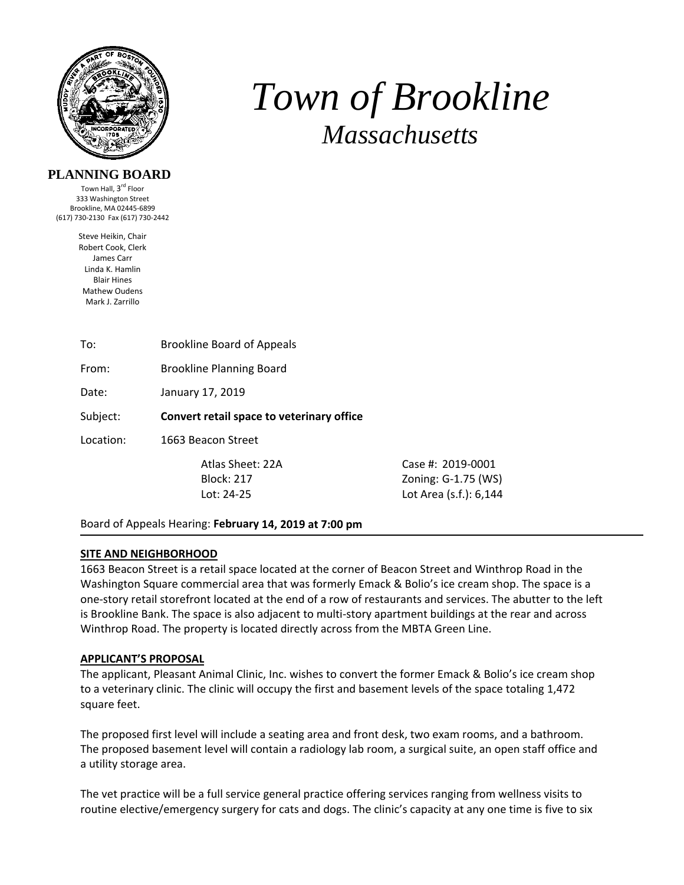# *Town of Brookline*

## *Massachusetts*

**PLANNING BOARD**

Town Hall, 3rd Floor
333 Washington Street
Brookline, MA 02445-6899
(617) 730-2130 Fax (617) 730-2442

Steve Heikin, Chair
Robert Cook, Clerk
James Carr
Linda K. Hamlin
Blair Hines
Mathew Oudens
Mark J. Zarrillo

To: Brookline Board of Appeals

From: Brookline Planning Board

Date: January 17, 2019

Subject: **Convert retail space to veterinary office**

Location: 1663 Beacon Street

| | |
|---|---|
| Atlas Sheet: 22A | Case #: 2019-0001 |
| Block: 217 | Zoning: G-1.75 (WS) |
| Lot: 24-25 | Lot Area (s.f.): 6,144 |

Board of Appeals Hearing: **February 14, 2019 at 7:00 pm**

---

**SITE AND NEIGHBORHOOD**

1663 Beacon Street is a retail space located at the corner of Beacon Street and Winthrop Road in the Washington Square commercial area that was formerly Emack & Bolio's ice cream shop. The space is a one-story retail storefront located at the end of a row of restaurants and services. The abutter to the left is Brookline Bank. The space is also adjacent to multi-story apartment buildings at the rear and across Winthrop Road. The property is located directly across from the MBTA Green Line.

**APPLICANT'S PROPOSAL**

The applicant, Pleasant Animal Clinic, Inc. wishes to convert the former Emack & Bolio's ice cream shop to a veterinary clinic. The clinic will occupy the first and basement levels of the space totaling 1,472 square feet.

The proposed first level will include a seating area and front desk, two exam rooms, and a bathroom. The proposed basement level will contain a radiology lab room, a surgical suite, an open staff office and a utility storage area.

The vet practice will be a full service general practice offering services ranging from wellness visits to routine elective/emergency surgery for cats and dogs. The clinic's capacity at any one time is five to six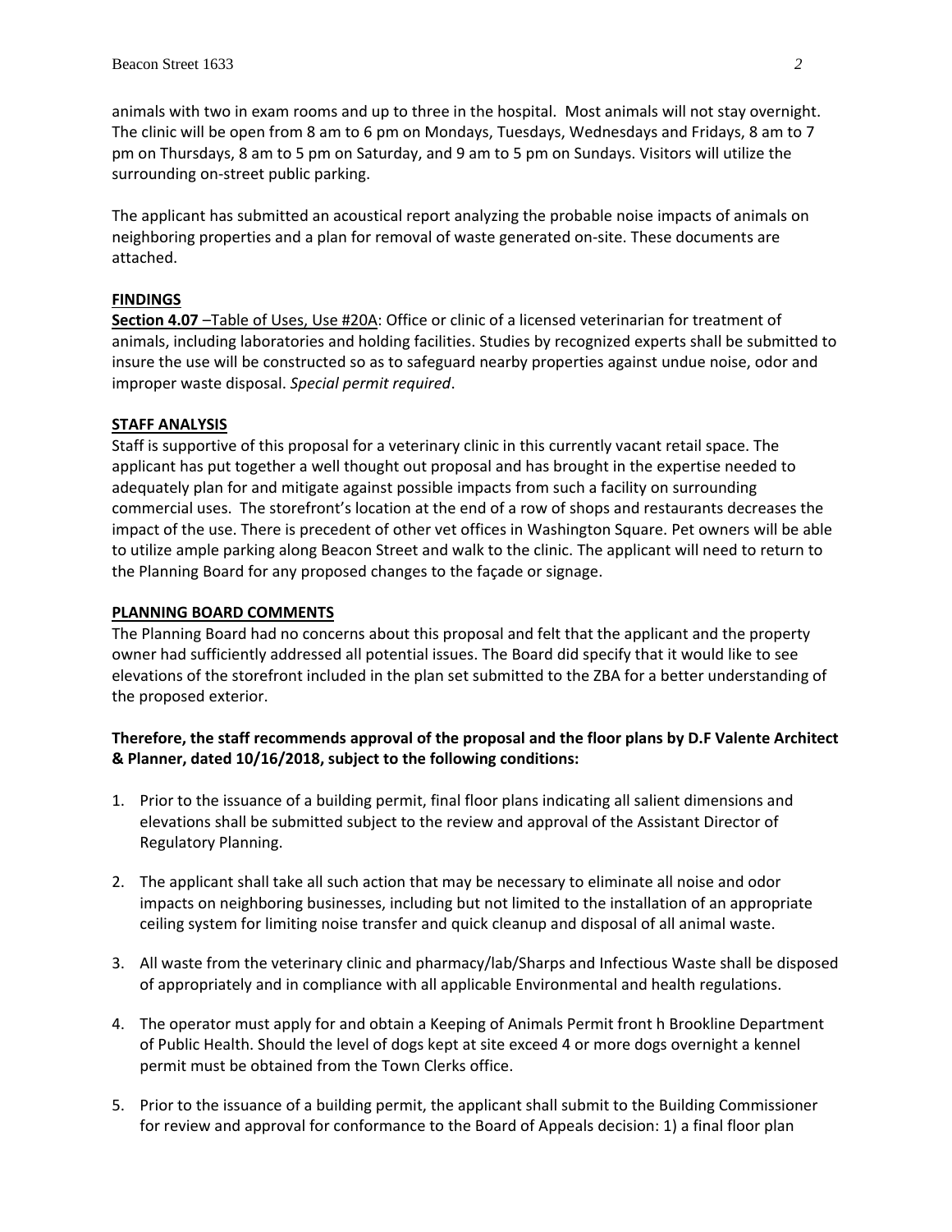animals with two in exam rooms and up to three in the hospital. Most animals will not stay overnight. The clinic will be open from 8 am to 6 pm on Mondays, Tuesdays, Wednesdays and Fridays, 8 am to 7 pm on Thursdays, 8 am to 5 pm on Saturday, and 9 am to 5 pm on Sundays. Visitors will utilize the surrounding on-street public parking.

The applicant has submitted an acoustical report analyzing the probable noise impacts of animals on neighboring properties and a plan for removal of waste generated on-site. These documents are attached.

**FINDINGS**

**Section 4.07** –Table of Uses, Use #20A: Office or clinic of a licensed veterinarian for treatment of animals, including laboratories and holding facilities. Studies by recognized experts shall be submitted to insure the use will be constructed so as to safeguard nearby properties against undue noise, odor and improper waste disposal. *Special permit required*.

**STAFF ANALYSIS**

Staff is supportive of this proposal for a veterinary clinic in this currently vacant retail space. The applicant has put together a well thought out proposal and has brought in the expertise needed to adequately plan for and mitigate against possible impacts from such a facility on surrounding commercial uses. The storefront's location at the end of a row of shops and restaurants decreases the impact of the use. There is precedent of other vet offices in Washington Square. Pet owners will be able to utilize ample parking along Beacon Street and walk to the clinic. The applicant will need to return to the Planning Board for any proposed changes to the façade or signage.

**PLANNING BOARD COMMENTS**

The Planning Board had no concerns about this proposal and felt that the applicant and the property owner had sufficiently addressed all potential issues. The Board did specify that it would like to see elevations of the storefront included in the plan set submitted to the ZBA for a better understanding of the proposed exterior.

**Therefore, the staff recommends approval of the proposal and the floor plans by D.F Valente Architect & Planner, dated 10/16/2018, subject to the following conditions:**

1. Prior to the issuance of a building permit, final floor plans indicating all salient dimensions and elevations shall be submitted subject to the review and approval of the Assistant Director of Regulatory Planning.

2. The applicant shall take all such action that may be necessary to eliminate all noise and odor impacts on neighboring businesses, including but not limited to the installation of an appropriate ceiling system for limiting noise transfer and quick cleanup and disposal of all animal waste.

3. All waste from the veterinary clinic and pharmacy/lab/Sharps and Infectious Waste shall be disposed of appropriately and in compliance with all applicable Environmental and health regulations.

4. The operator must apply for and obtain a Keeping of Animals Permit front h Brookline Department of Public Health. Should the level of dogs kept at site exceed 4 or more dogs overnight a kennel permit must be obtained from the Town Clerks office.

5. Prior to the issuance of a building permit, the applicant shall submit to the Building Commissioner for review and approval for conformance to the Board of Appeals decision: 1) a final floor plan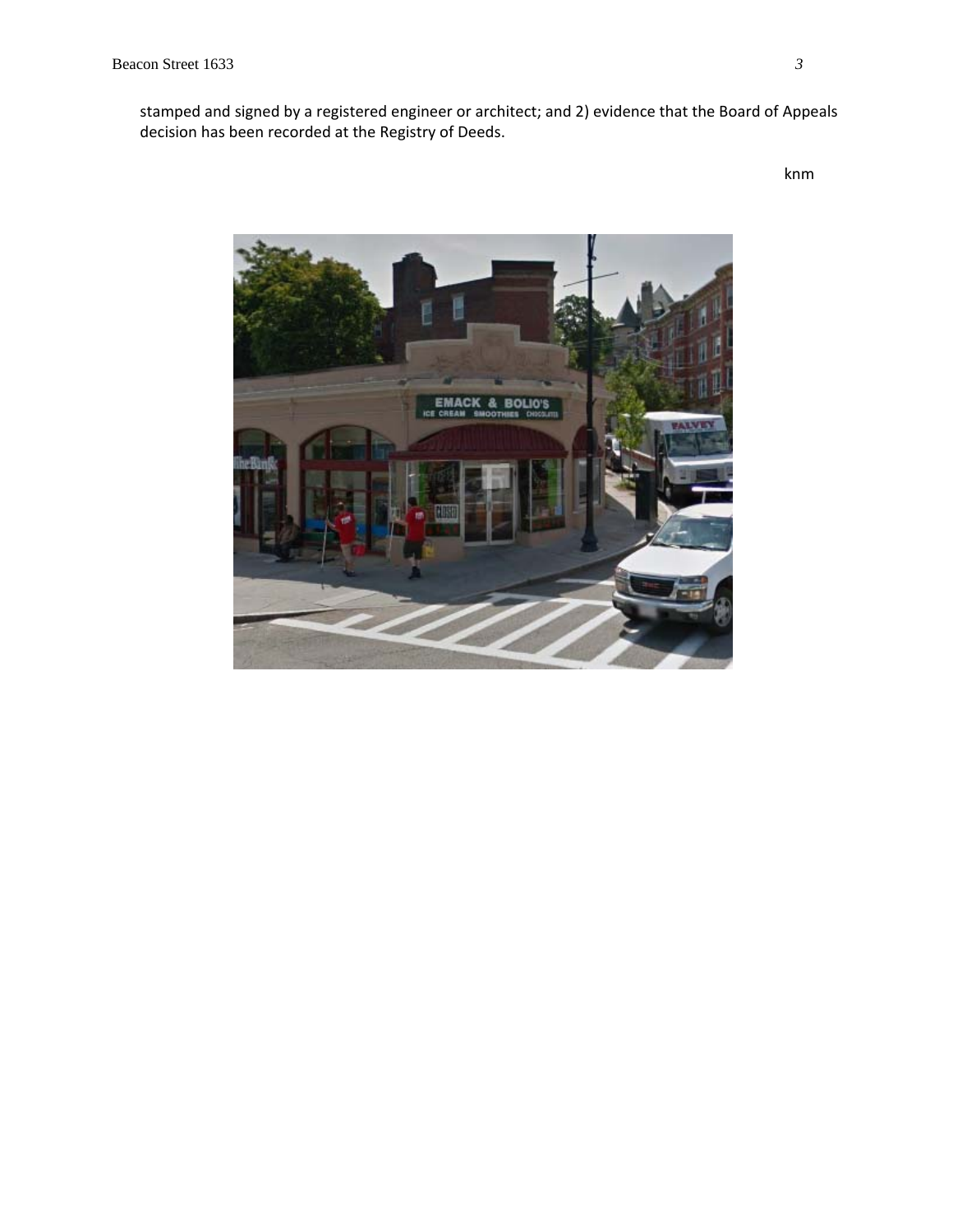stamped and signed by a registered engineer or architect; and 2) evidence that the Board of Appeals decision has been recorded at the Registry of Deeds.

knm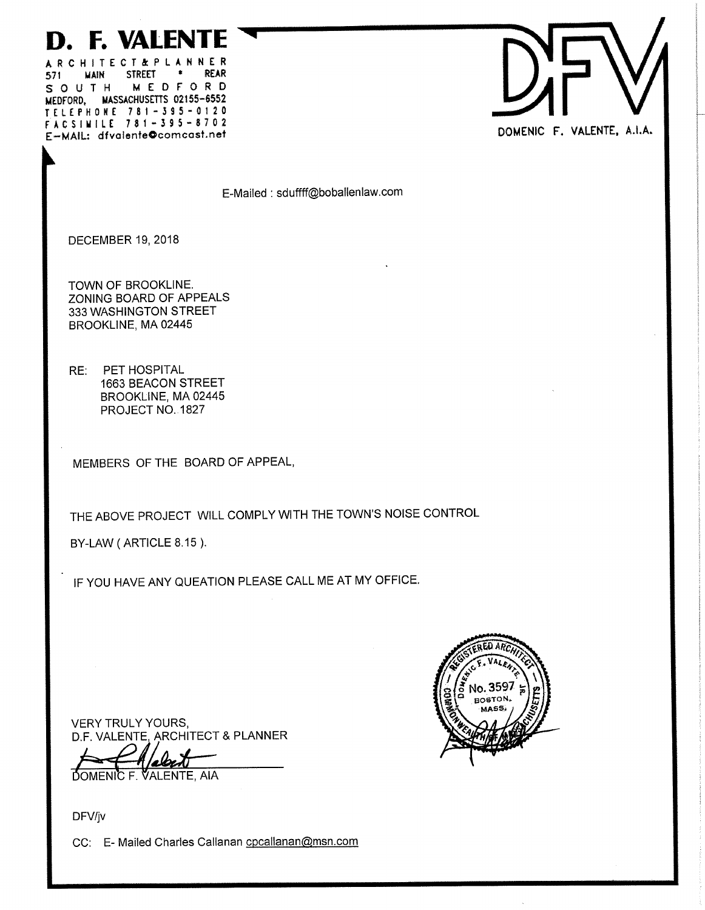# D. F. VALENTE

ARCHITECT & PLANNER
571 MAIN STREET • REAR
SOUTH MEDFORD
MEDFORD, MASSACHUSETTS 02155-6552
TELEPHONE 781-395-0120
FACSIMILE 781-395-8702
E-MAIL: dfvalente@comcast.net

DFV

DOMENIC F. VALENTE, A.I.A.

E-Mailed : sduffff@boballenlaw.com

DECEMBER 19, 2018

TOWN OF BROOKLINE.
ZONING BOARD OF APPEALS
333 WASHINGTON STREET
BROOKLINE, MA 02445

RE: PET HOSPITAL
1663 BEACON STREET
BROOKLINE, MA 02445
PROJECT NO. 1827

MEMBERS OF THE BOARD OF APPEAL,

THE ABOVE PROJECT WILL COMPLY WITH THE TOWN'S NOISE CONTROL BY-LAW ( ARTICLE 8.15 ).

IF YOU HAVE ANY QUEATION PLEASE CALL ME AT MY OFFICE.

VERY TRULY YOURS,
D.F. VALENTE, ARCHITECT & PLANNER

DOMENIC F. VALENTE, AIA

REGISTERED ARCHITECT — DOMENIC F. VALENTE JR. — No. 3597 — BOSTON, MASS. — COMMONWEALTH OF MASSACHUSETTS

DFV/jv

CC: E- Mailed Charles Callanan cpcallanan@msn.com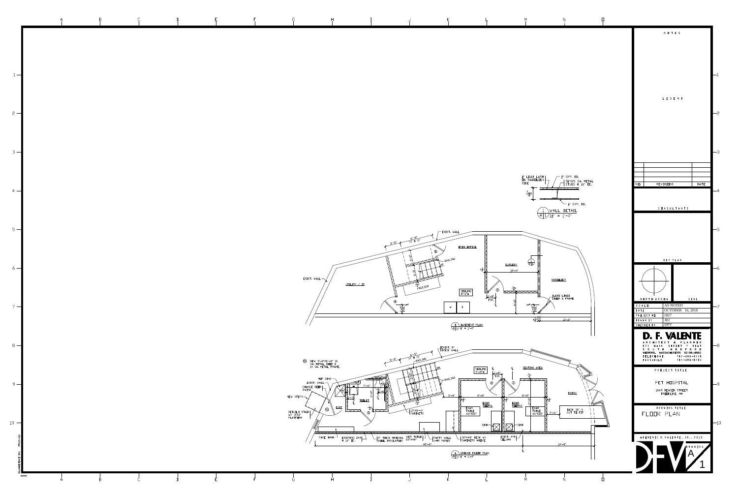NOTES

LEGEND

| NO. | REVISIONS | DATE |
|---|---|---|
| | | |
| | | |
| | | |
| | | |

CONSULTANTS

KEY PLAN

NORTH ARROW

SEAL

| | |
|---|---|
| SCALE | AS NOTED |
| DATE | OCTOBER 16, 2018 |
| PROJECT NO. | 1827 |
| DRAWN BY | JEJ |
| CHECKED BY | DFV |

**D. F. VALENTE**

ARCHITECT & PLANNER
571 MAIN STREET * REAR
SOUTH MEDFORD
MEDFORD, MASSACHUSETTS 02155-6552
TELEPHONE 781-395-0120
FACSIMILE 781-395-6702

PROJECT TITLE

PET HOSPITAL

1663 BEACON STREET
BROOKLINE, MA

DRAWING TITLE

FLOOR PLAN

©DOMENIC F. VALENTE, JR., 2018

DRAWING

A1

---

1 WALL DETAIL
A1 — 1½" = 1'-0"

½" LEAD LATH ON RADIOLOGY SIDE
⅝" GYP. BD.
3⅝"X20 GA. METAL STUDS @ 16" OC.
⅝" GYP. BD.

---

B BASEMENT PLAN
A1 — ⅛" = 1'-0"

EXIST. WALL
UTILITY / IT
FREEZER
RAILING
OPEN OFFICE
SURGERY
RADIOLOGY
CEILING 8'-1"±
LEAD LINED DOOR & FRAME
W D
TYP.
3'-0"
8'-9" 7T @ 11"
10'-0"
22'-5"

---

A GROUND FLOOR PLAN
A1 — ⅛" = 1'-0"

NEW 3'-0"X6'-8" 16 GA. METAL DOOR & 14 GA. METAL FRAME.
MOP SINK
EXIST. WALL
CHANGE DOOR SWING
NEW STEPS
REBUILD STAIR W/ 3'X3' PLATFORM
EXIT
TOILET
EXIST. 8" THICK WALL
RAILING
DN.
25"X8'-6" CABINETS
CEILING 9'-0"±
SEATING AREA
ENTRY
EXAM ROOM-1
EXAM ROOM-2
EXAM TABLE 45"X22"
SINK
DESK 30" X CUT TO FIT
CAGE BANK
EXISTING 2X4 @ 16" OC.
3" THICK MINERAL WOOL INSULATION
WET TABLE 22"X48"
PARTY WALL 1-HR RATED
30"X48" DESK W/ CABINETS ABOVE
EXIST. 4"Ø COLUMN
7'-6"
3'-0"
8'-0"
2'-6"
40'-6"
14'-3"